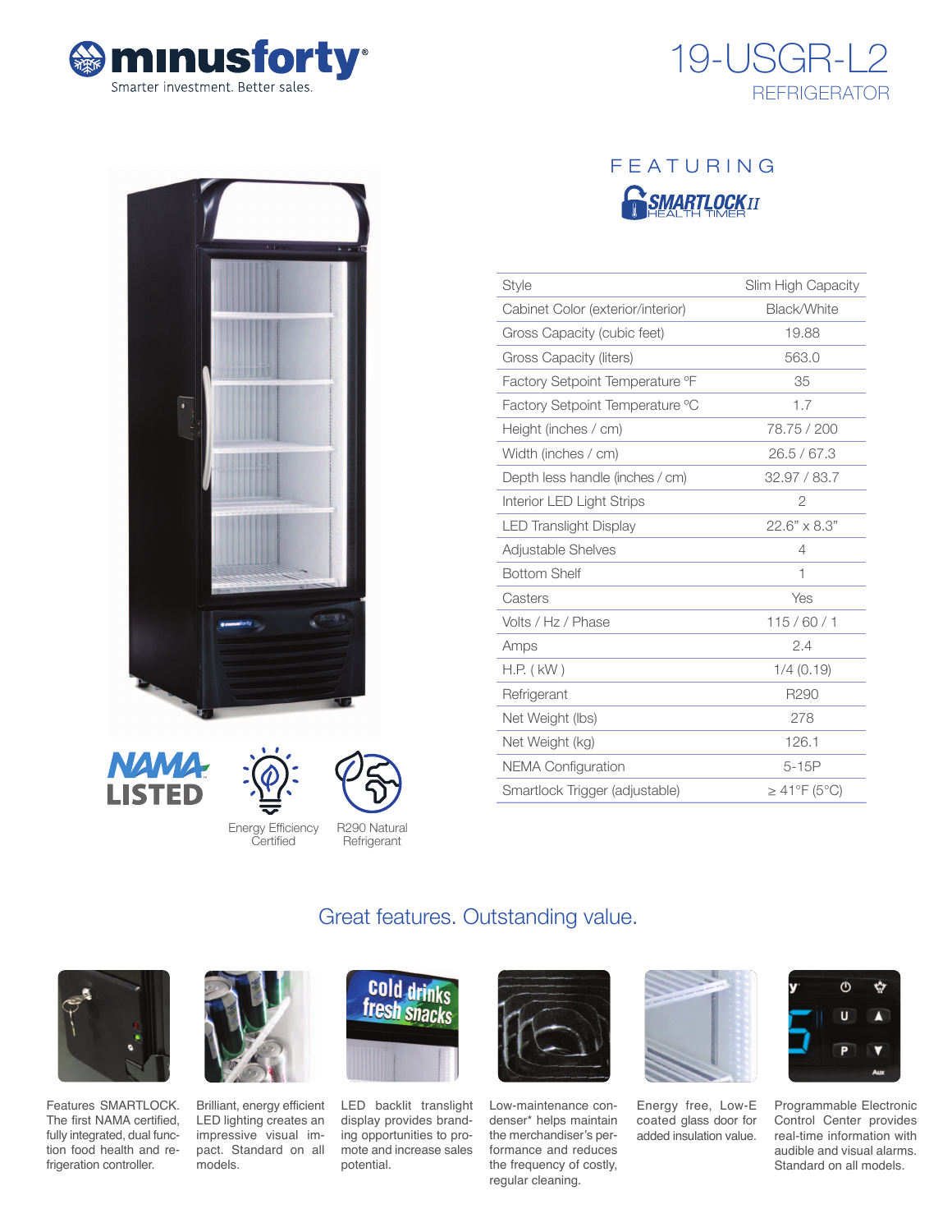# minusforty®

Smarter investment. Better sales.

# 19-USGR-L2

## REFRIGERATOR

FEATURING

SMARTLOCK II HEALTH TIMER

| Style | Slim High Capacity |
|---|---|
| Cabinet Color (exterior/interior) | Black/White |
| Gross Capacity (cubic feet) | 19.88 |
| Gross Capacity (liters) | 563.0 |
| Factory Setpoint Temperature °F | 35 |
| Factory Setpoint Temperature °C | 1.7 |
| Height (inches / cm) | 78.75 / 200 |
| Width (inches / cm) | 26.5 / 67.3 |
| Depth less handle (inches / cm) | 32.97 / 83.7 |
| Interior LED Light Strips | 2 |
| LED Translight Display | 22.6" x 8.3" |
| Adjustable Shelves | 4 |
| Bottom Shelf | 1 |
| Casters | Yes |
| Volts / Hz / Phase | 115 / 60 / 1 |
| Amps | 2.4 |
| H.P. ( kW ) | 1/4 (0.19) |
| Refrigerant | R290 |
| Net Weight (lbs) | 278 |
| Net Weight (kg) | 126.1 |
| NEMA Configuration | 5-15P |
| Smartlock Trigger (adjustable) | ≥ 41°F (5°C) |

NAMA LISTED

Energy Efficiency Certified

R290 Natural Refrigerant

## Great features. Outstanding value.

Features SMARTLOCK. The first NAMA certified, fully integrated, dual function food health and refrigeration controller.

Brilliant, energy efficient LED lighting creates an impressive visual impact. Standard on all models.

LED backlit translight display provides branding opportunities to promote and increase sales potential.

Low-maintenance condenser* helps maintain the merchandiser's performance and reduces the frequency of costly, regular cleaning.

Energy free, Low-E coated glass door for added insulation value.

Programmable Electronic Control Center provides real-time information with audible and visual alarms. Standard on all models.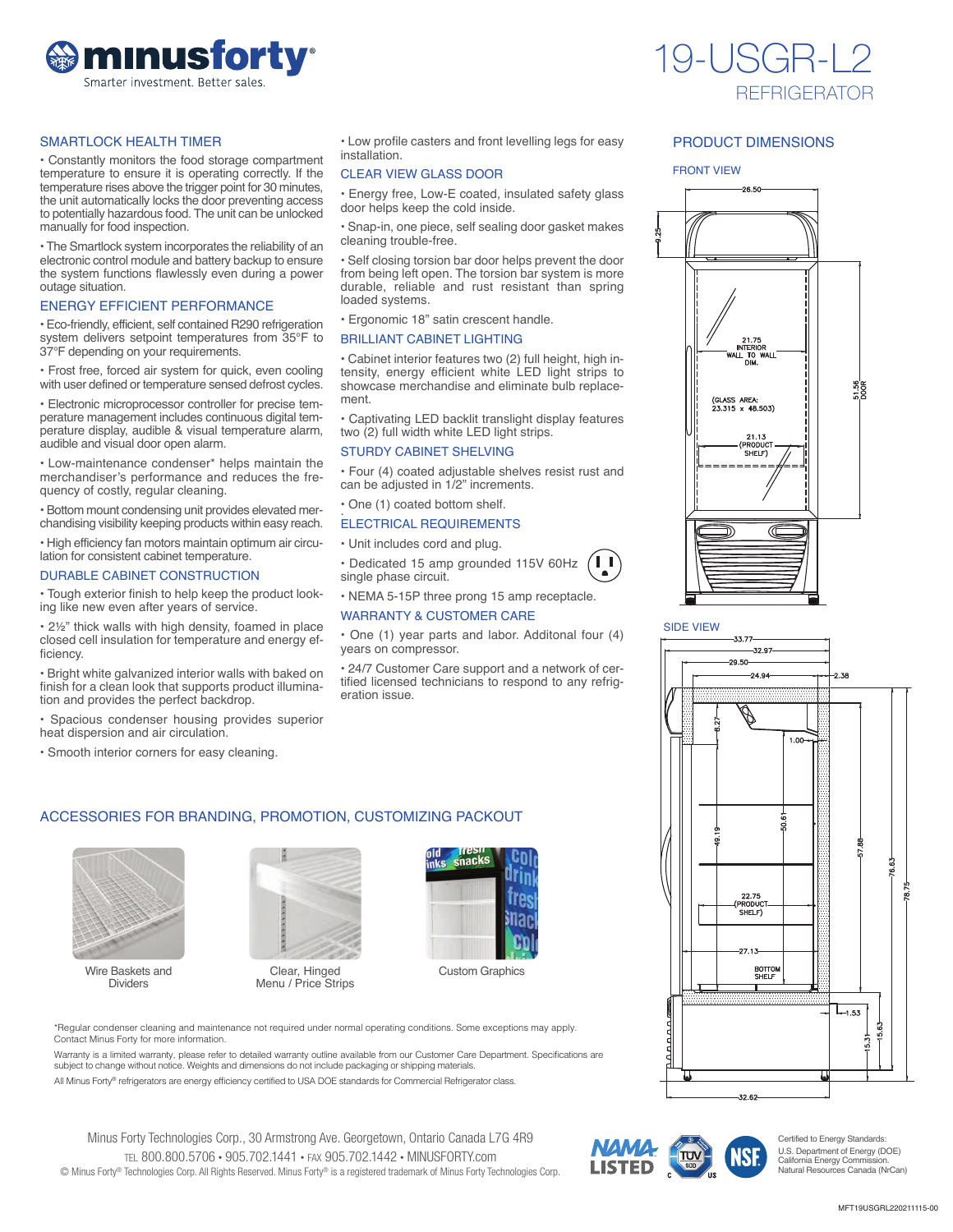# minusforty

Smarter investment. Better sales.

# 19-USGR-L2

## REFRIGERATOR

### SMARTLOCK HEALTH TIMER

- Constantly monitors the food storage compartment temperature to ensure it is operating correctly. If the temperature rises above the trigger point for 30 minutes, the unit automatically locks the door preventing access to potentially hazardous food. The unit can be unlocked manually for food inspection.
- The Smartlock system incorporates the reliability of an electronic control module and battery backup to ensure the system functions flawlessly even during a power outage situation.

### ENERGY EFFICIENT PERFORMANCE

- Eco-friendly, efficient, self contained R290 refrigeration system delivers setpoint temperatures from 35°F to 37°F depending on your requirements.
- Frost free, forced air system for quick, even cooling with user defined or temperature sensed defrost cycles.
- Electronic microprocessor controller for precise temperature management includes continuous digital temperature display, audible & visual temperature alarm, audible and visual door open alarm.
- Low-maintenance condenser* helps maintain the merchandiser's performance and reduces the frequency of costly, regular cleaning.
- Bottom mount condensing unit provides elevated merchandising visibility keeping products within easy reach.
- High efficiency fan motors maintain optimum air circulation for consistent cabinet temperature.

### DURABLE CABINET CONSTRUCTION

- Tough exterior finish to help keep the product looking like new even after years of service.
- 2½" thick walls with high density, foamed in place closed cell insulation for temperature and energy efficiency.
- Bright white galvanized interior walls with baked on finish for a clean look that supports product illumination and provides the perfect backdrop.
- Spacious condenser housing provides superior heat dispersion and air circulation.
- Smooth interior corners for easy cleaning.
- Low profile casters and front levelling legs for easy installation.

### CLEAR VIEW GLASS DOOR

- Energy free, Low-E coated, insulated safety glass door helps keep the cold inside.
- Snap-in, one piece, self sealing door gasket makes cleaning trouble-free.
- Self closing torsion bar door helps prevent the door from being left open. The torsion bar system is more durable, reliable and rust resistant than spring loaded systems.
- Ergonomic 18" satin crescent handle.

### BRILLIANT CABINET LIGHTING

- Cabinet interior features two (2) full height, high intensity, energy efficient white LED light strips to showcase merchandise and eliminate bulb replacement.
- Captivating LED backlit translight display features two (2) full width white LED light strips.

### STURDY CABINET SHELVING

- Four (4) coated adjustable shelves resist rust and can be adjusted in 1/2" increments.
- One (1) coated bottom shelf.

### ELECTRICAL REQUIREMENTS

- Unit includes cord and plug.
- Dedicated 15 amp grounded 115V 60Hz single phase circuit.
- NEMA 5-15P three prong 15 amp receptacle.

### WARRANTY & CUSTOMER CARE

- One (1) year parts and labor. Additonal four (4) years on compressor.
- 24/7 Customer Care support and a network of certified licensed technicians to respond to any refrigeration issue.

### PRODUCT DIMENSIONS

FRONT VIEW

26.50
9.25
21.75 INTERIOR WALL TO WALL DIM.
(GLASS AREA: 23.315 x 48.503)
21.13 (PRODUCT SHELF)
51.56 DOOR

SIDE VIEW

33.77
32.97
29.50
24.94
2.38
8.27
1.00
49.19
50.61
57.88
76.63
78.75
22.75 (PRODUCT SHELF)
27.13
BOTTOM SHELF
1.53
15.31
15.63
32.62

### ACCESSORIES FOR BRANDING, PROMOTION, CUSTOMIZING PACKOUT

Wire Baskets and Dividers

Clear, Hinged Menu / Price Strips

Custom Graphics

*Regular condenser cleaning and maintenance not required under normal operating conditions. Some exceptions may apply. Contact Minus Forty for more information.

Warranty is a limited warranty, please refer to detailed warranty outline available from our Customer Care Department. Specifications are subject to change without notice. Weights and dimensions do not include packaging or shipping materials.

All Minus Forty® refrigerators are energy efficiency certified to USA DOE standards for Commercial Refrigerator class.

Minus Forty Technologies Corp., 30 Armstrong Ave. Georgetown, Ontario Canada L7G 4R9
TEL 800.800.5706 • 905.702.1441 • FAX 905.702.1442 • MINUSFORTY.com
© Minus Forty® Technologies Corp. All Rights Reserved. Minus Forty® is a registered trademark of Minus Forty Technologies Corp.

NAMA LISTED

Certified to Energy Standards:
U.S. Department of Energy (DOE)
California Energy Commission.
Natural Resources Canada (NrCan)

MFT19USGRL220211115-00